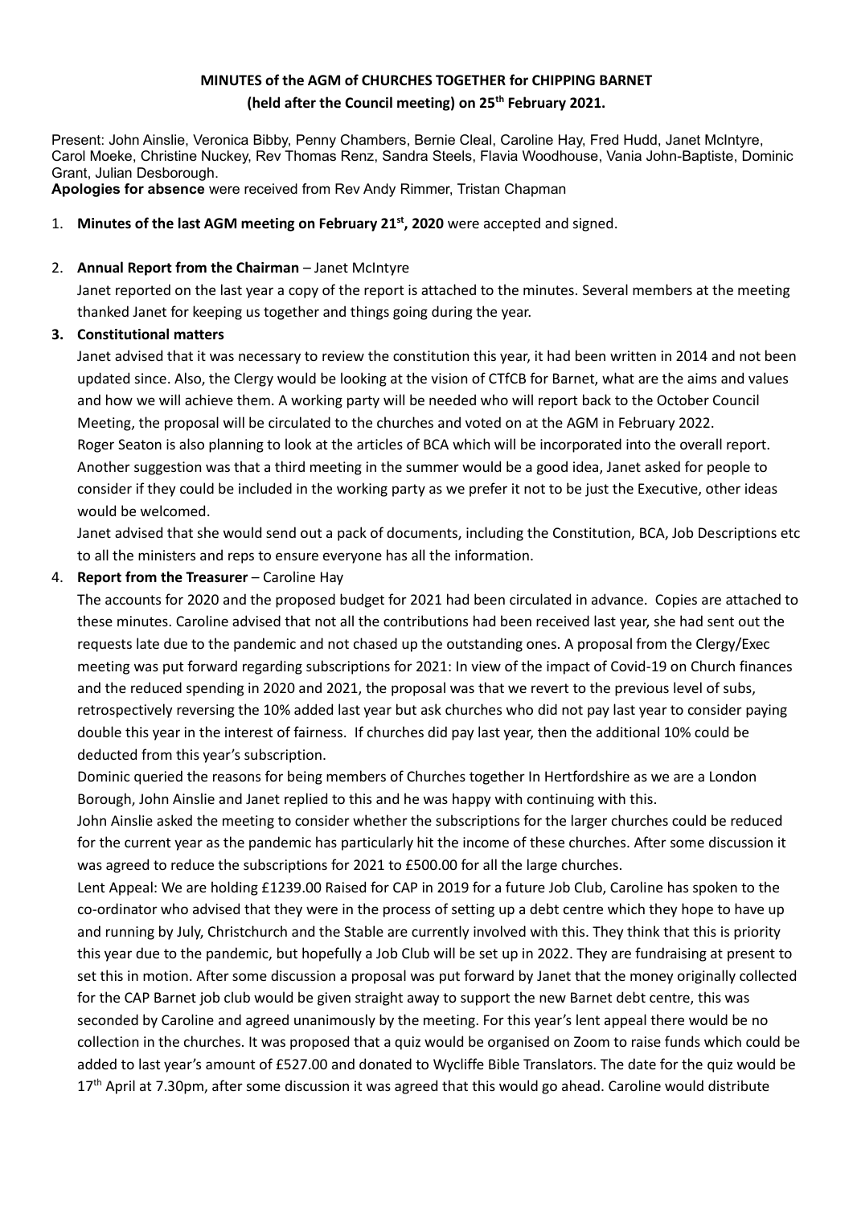**MINUTES of the AGM of CHURCHES TOGETHER for CHIPPING BARNET**
**(held after the Council meeting) on 25th February 2021.**

Present: John Ainslie, Veronica Bibby, Penny Chambers, Bernie Cleal, Caroline Hay, Fred Hudd, Janet McIntyre, Carol Moeke, Christine Nuckey, Rev Thomas Renz, Sandra Steels, Flavia Woodhouse, Vania John-Baptiste, Dominic Grant, Julian Desborough.

**Apologies for absence** were received from Rev Andy Rimmer, Tristan Chapman

1. **Minutes of the last AGM meeting on February 21st, 2020** were accepted and signed.

2. **Annual Report from the Chairman** – Janet McIntyre

   Janet reported on the last year a copy of the report is attached to the minutes. Several members at the meeting thanked Janet for keeping us together and things going during the year.

3. **Constitutional matters**

   Janet advised that it was necessary to review the constitution this year, it had been written in 2014 and not been updated since. Also, the Clergy would be looking at the vision of CTfCB for Barnet, what are the aims and values and how we will achieve them. A working party will be needed who will report back to the October Council Meeting, the proposal will be circulated to the churches and voted on at the AGM in February 2022.

   Roger Seaton is also planning to look at the articles of BCA which will be incorporated into the overall report. Another suggestion was that a third meeting in the summer would be a good idea, Janet asked for people to consider if they could be included in the working party as we prefer it not to be just the Executive, other ideas would be welcomed.

   Janet advised that she would send out a pack of documents, including the Constitution, BCA, Job Descriptions etc to all the ministers and reps to ensure everyone has all the information.

4. **Report from the Treasurer** – Caroline Hay

   The accounts for 2020 and the proposed budget for 2021 had been circulated in advance. Copies are attached to these minutes. Caroline advised that not all the contributions had been received last year, she had sent out the requests late due to the pandemic and not chased up the outstanding ones. A proposal from the Clergy/Exec meeting was put forward regarding subscriptions for 2021: In view of the impact of Covid-19 on Church finances and the reduced spending in 2020 and 2021, the proposal was that we revert to the previous level of subs, retrospectively reversing the 10% added last year but ask churches who did not pay last year to consider paying double this year in the interest of fairness. If churches did pay last year, then the additional 10% could be deducted from this year's subscription.

   Dominic queried the reasons for being members of Churches together In Hertfordshire as we are a London Borough, John Ainslie and Janet replied to this and he was happy with continuing with this.

   John Ainslie asked the meeting to consider whether the subscriptions for the larger churches could be reduced for the current year as the pandemic has particularly hit the income of these churches. After some discussion it was agreed to reduce the subscriptions for 2021 to £500.00 for all the large churches.

   Lent Appeal: We are holding £1239.00 Raised for CAP in 2019 for a future Job Club, Caroline has spoken to the co-ordinator who advised that they were in the process of setting up a debt centre which they hope to have up and running by July, Christchurch and the Stable are currently involved with this. They think that this is priority this year due to the pandemic, but hopefully a Job Club will be set up in 2022. They are fundraising at present to set this in motion. After some discussion a proposal was put forward by Janet that the money originally collected for the CAP Barnet job club would be given straight away to support the new Barnet debt centre, this was seconded by Caroline and agreed unanimously by the meeting. For this year's lent appeal there would be no collection in the churches. It was proposed that a quiz would be organised on Zoom to raise funds which could be added to last year's amount of £527.00 and donated to Wycliffe Bible Translators. The date for the quiz would be 17th April at 7.30pm, after some discussion it was agreed that this would go ahead. Caroline would distribute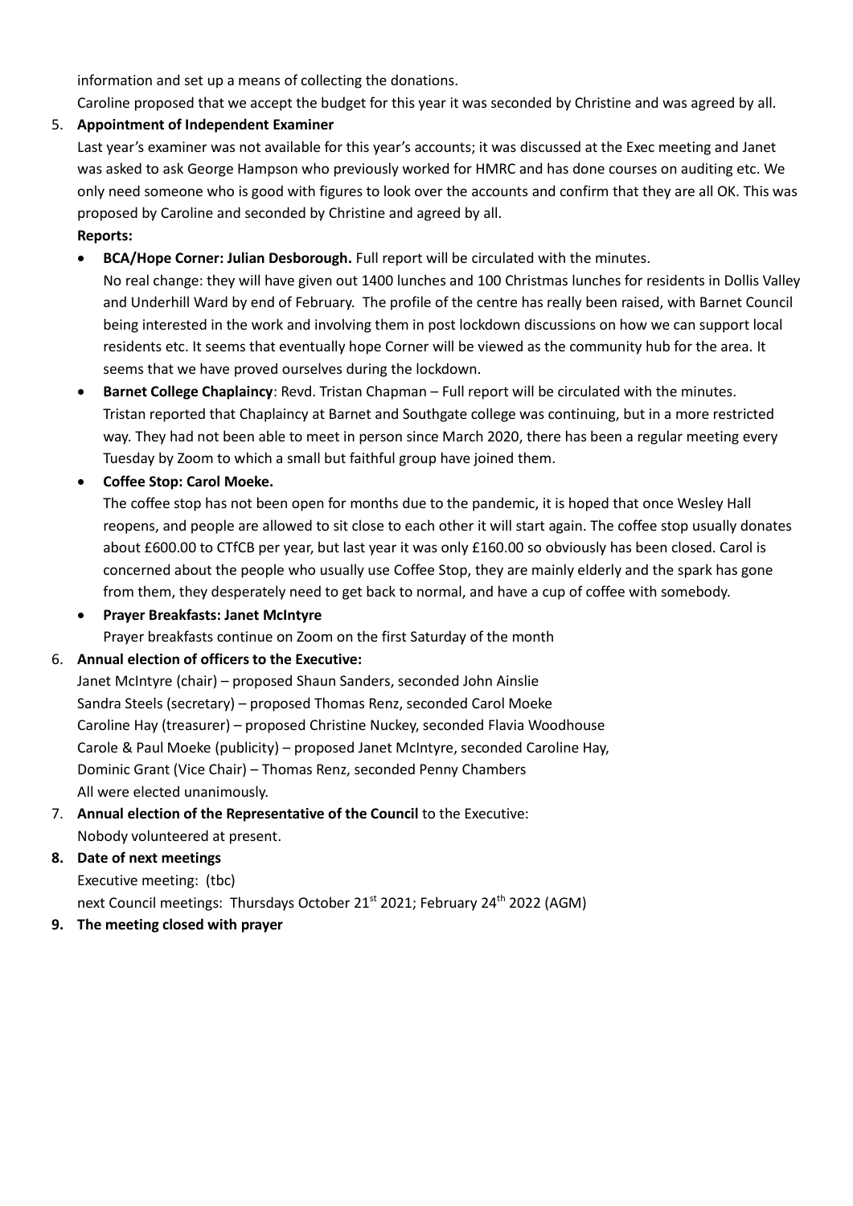information and set up a means of collecting the donations.

Caroline proposed that we accept the budget for this year it was seconded by Christine and was agreed by all.

5. **Appointment of Independent Examiner**

   Last year's examiner was not available for this year's accounts; it was discussed at the Exec meeting and Janet was asked to ask George Hampson who previously worked for HMRC and has done courses on auditing etc. We only need someone who is good with figures to look over the accounts and confirm that they are all OK. This was proposed by Caroline and seconded by Christine and agreed by all.

   **Reports:**

   - **BCA/Hope Corner: Julian Desborough.** Full report will be circulated with the minutes.
     No real change: they will have given out 1400 lunches and 100 Christmas lunches for residents in Dollis Valley and Underhill Ward by end of February. The profile of the centre has really been raised, with Barnet Council being interested in the work and involving them in post lockdown discussions on how we can support local residents etc. It seems that eventually hope Corner will be viewed as the community hub for the area. It seems that we have proved ourselves during the lockdown.
   - **Barnet College Chaplaincy**: Revd. Tristan Chapman – Full report will be circulated with the minutes.
     Tristan reported that Chaplaincy at Barnet and Southgate college was continuing, but in a more restricted way. They had not been able to meet in person since March 2020, there has been a regular meeting every Tuesday by Zoom to which a small but faithful group have joined them.
   - **Coffee Stop: Carol Moeke.**
     The coffee stop has not been open for months due to the pandemic, it is hoped that once Wesley Hall reopens, and people are allowed to sit close to each other it will start again. The coffee stop usually donates about £600.00 to CTfCB per year, but last year it was only £160.00 so obviously has been closed. Carol is concerned about the people who usually use Coffee Stop, they are mainly elderly and the spark has gone from them, they desperately need to get back to normal, and have a cup of coffee with somebody.
   - **Prayer Breakfasts: Janet McIntyre**
     Prayer breakfasts continue on Zoom on the first Saturday of the month

6. **Annual election of officers to the Executive:**

   Janet McIntyre (chair) – proposed Shaun Sanders, seconded John Ainslie
   Sandra Steels (secretary) – proposed Thomas Renz, seconded Carol Moeke
   Caroline Hay (treasurer) – proposed Christine Nuckey, seconded Flavia Woodhouse
   Carole & Paul Moeke (publicity) – proposed Janet McIntyre, seconded Caroline Hay,
   Dominic Grant (Vice Chair) – Thomas Renz, seconded Penny Chambers
   All were elected unanimously.

7. **Annual election of the Representative of the Council** to the Executive:
   Nobody volunteered at present.

8. **Date of next meetings**

   Executive meeting: (tbc)
   next Council meetings: Thursdays October 21st 2021; February 24th 2022 (AGM)

9. **The meeting closed with prayer**